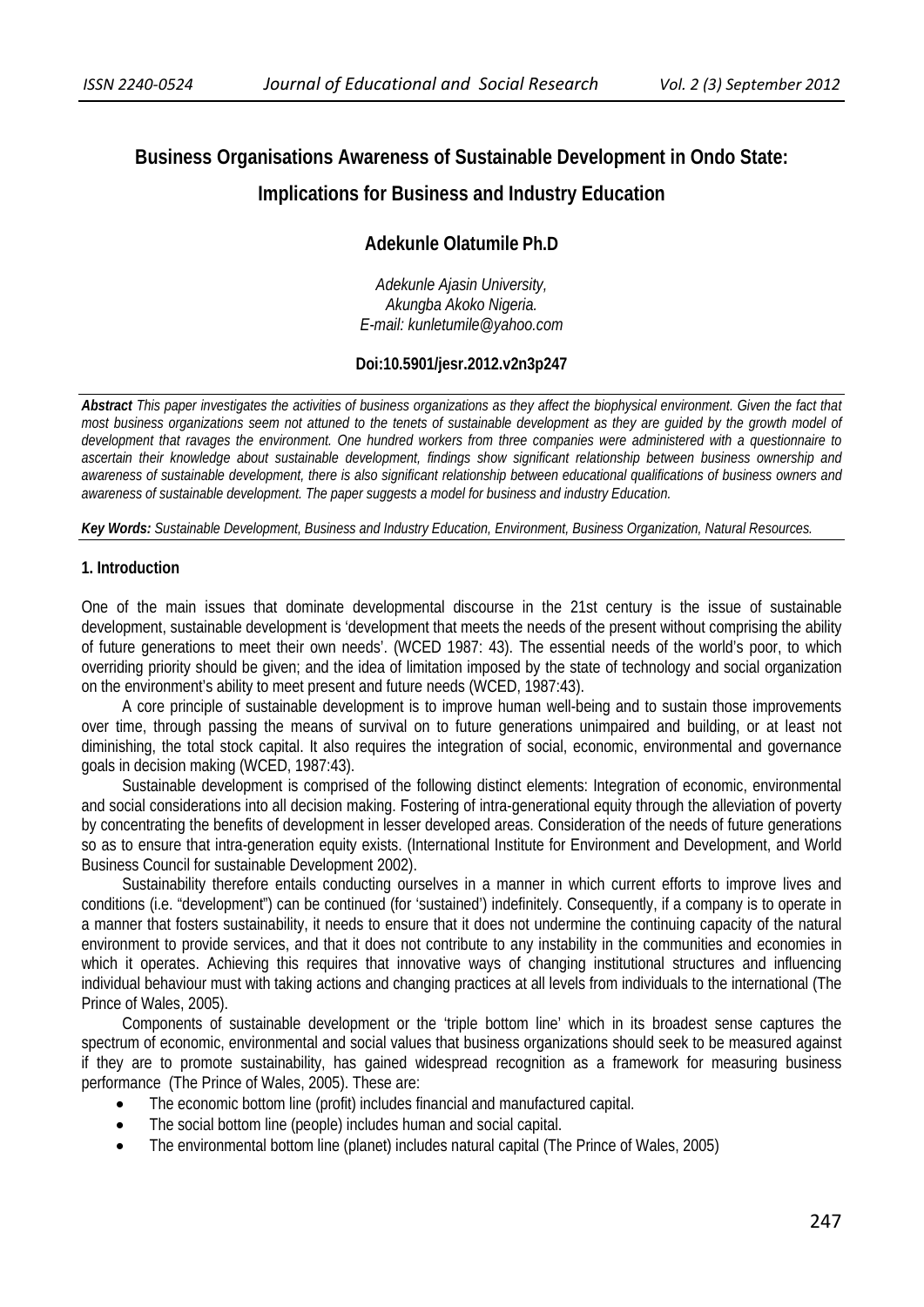# Business Organisations Awareness of Sustainable Development in Ondo State: Implications for Business and Industry Education

**Adekunle Olatumile Ph.D**

*Adekunle Ajasin University,*
*Akungba Akoko Nigeria.*
*E-mail: kunletumile@yahoo.com*

**Doi:10.5901/jesr.2012.v2n3p247**

***Abstract*** *This paper investigates the activities of business organizations as they affect the biophysical environment. Given the fact that most business organizations seem not attuned to the tenets of sustainable development as they are guided by the growth model of development that ravages the environment. One hundred workers from three companies were administered with a questionnaire to ascertain their knowledge about sustainable development, findings show significant relationship between business ownership and awareness of sustainable development, there is also significant relationship between educational qualifications of business owners and awareness of sustainable development. The paper suggests a model for business and industry Education.*

***Key Words:*** *Sustainable Development, Business and Industry Education, Environment, Business Organization, Natural Resources.*

## 1. Introduction

One of the main issues that dominate developmental discourse in the 21st century is the issue of sustainable development, sustainable development is 'development that meets the needs of the present without comprising the ability of future generations to meet their own needs'. (WCED 1987: 43). The essential needs of the world's poor, to which overriding priority should be given; and the idea of limitation imposed by the state of technology and social organization on the environment's ability to meet present and future needs (WCED, 1987:43).

A core principle of sustainable development is to improve human well-being and to sustain those improvements over time, through passing the means of survival on to future generations unimpaired and building, or at least not diminishing, the total stock capital. It also requires the integration of social, economic, environmental and governance goals in decision making (WCED, 1987:43).

Sustainable development is comprised of the following distinct elements: Integration of economic, environmental and social considerations into all decision making. Fostering of intra-generational equity through the alleviation of poverty by concentrating the benefits of development in lesser developed areas. Consideration of the needs of future generations so as to ensure that intra-generation equity exists. (International Institute for Environment and Development, and World Business Council for sustainable Development 2002).

Sustainability therefore entails conducting ourselves in a manner in which current efforts to improve lives and conditions (i.e. "development") can be continued (for 'sustained') indefinitely. Consequently, if a company is to operate in a manner that fosters sustainability, it needs to ensure that it does not undermine the continuing capacity of the natural environment to provide services, and that it does not contribute to any instability in the communities and economies in which it operates. Achieving this requires that innovative ways of changing institutional structures and influencing individual behaviour must with taking actions and changing practices at all levels from individuals to the international (The Prince of Wales, 2005).

Components of sustainable development or the 'triple bottom line' which in its broadest sense captures the spectrum of economic, environmental and social values that business organizations should seek to be measured against if they are to promote sustainability, has gained widespread recognition as a framework for measuring business performance (The Prince of Wales, 2005). These are:

- The economic bottom line (profit) includes financial and manufactured capital.
- The social bottom line (people) includes human and social capital.
- The environmental bottom line (planet) includes natural capital (The Prince of Wales, 2005)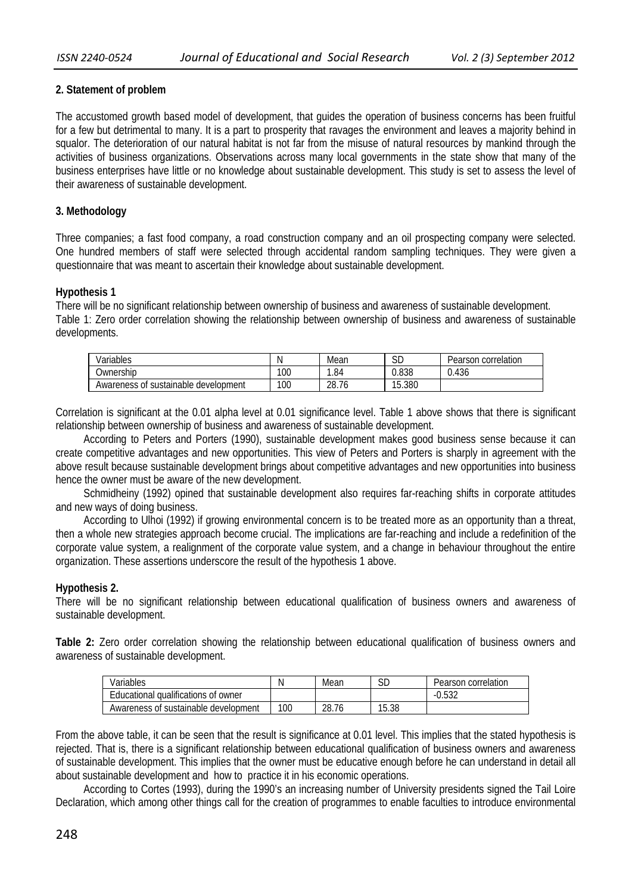## 2. Statement of problem

The accustomed growth based model of development, that guides the operation of business concerns has been fruitful for a few but detrimental to many. It is a part to prosperity that ravages the environment and leaves a majority behind in squalor. The deterioration of our natural habitat is not far from the misuse of natural resources by mankind through the activities of business organizations. Observations across many local governments in the state show that many of the business enterprises have little or no knowledge about sustainable development. This study is set to assess the level of their awareness of sustainable development.

## 3. Methodology

Three companies; a fast food company, a road construction company and an oil prospecting company were selected. One hundred members of staff were selected through accidental random sampling techniques. They were given a questionnaire that was meant to ascertain their knowledge about sustainable development.

**Hypothesis 1**

There will be no significant relationship between ownership of business and awareness of sustainable development.

Table 1: Zero order correlation showing the relationship between ownership of business and awareness of sustainable developments.

| Variables | N | Mean | SD | Pearson correlation |
|---|---|---|---|---|
| Ownership | 100 | 1.84 | 0.838 | 0.436 |
| Awareness of sustainable development | 100 | 28.76 | 15.380 | |

Correlation is significant at the 0.01 alpha level at 0.01 significance level. Table 1 above shows that there is significant relationship between ownership of business and awareness of sustainable development.

According to Peters and Porters (1990), sustainable development makes good business sense because it can create competitive advantages and new opportunities. This view of Peters and Porters is sharply in agreement with the above result because sustainable development brings about competitive advantages and new opportunities into business hence the owner must be aware of the new development.

Schmidheiny (1992) opined that sustainable development also requires far-reaching shifts in corporate attitudes and new ways of doing business.

According to Ulhoi (1992) if growing environmental concern is to be treated more as an opportunity than a threat, then a whole new strategies approach become crucial. The implications are far-reaching and include a redefinition of the corporate value system, a realignment of the corporate value system, and a change in behaviour throughout the entire organization. These assertions underscore the result of the hypothesis 1 above.

**Hypothesis 2.**

There will be no significant relationship between educational qualification of business owners and awareness of sustainable development.

**Table 2:** Zero order correlation showing the relationship between educational qualification of business owners and awareness of sustainable development.

| Variables | N | Mean | SD | Pearson correlation |
|---|---|---|---|---|
| Educational qualifications of owner | | | | -0.532 |
| Awareness of sustainable development | 100 | 28.76 | 15.38 | |

From the above table, it can be seen that the result is significance at 0.01 level. This implies that the stated hypothesis is rejected. That is, there is a significant relationship between educational qualification of business owners and awareness of sustainable development. This implies that the owner must be educative enough before he can understand in detail all about sustainable development and how to practice it in his economic operations.

According to Cortes (1993), during the 1990's an increasing number of University presidents signed the Tail Loire Declaration, which among other things call for the creation of programmes to enable faculties to introduce environmental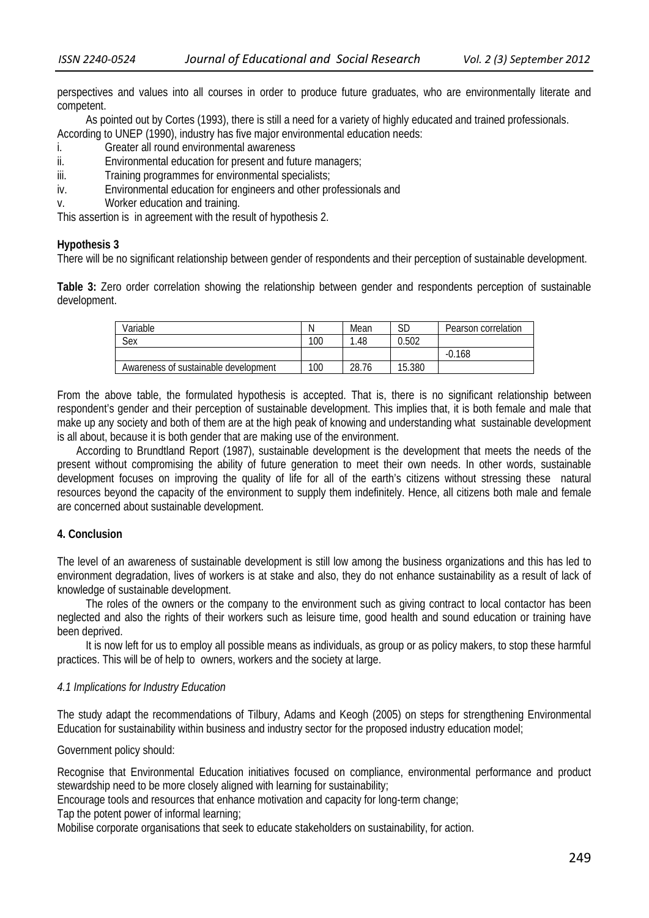perspectives and values into all courses in order to produce future graduates, who are environmentally literate and competent.

As pointed out by Cortes (1993), there is still a need for a variety of highly educated and trained professionals. According to UNEP (1990), industry has five major environmental education needs:

i. Greater all round environmental awareness
ii. Environmental education for present and future managers;
iii. Training programmes for environmental specialists;
iv. Environmental education for engineers and other professionals and
v. Worker education and training.

This assertion is in agreement with the result of hypothesis 2.

**Hypothesis 3**

There will be no significant relationship between gender of respondents and their perception of sustainable development.

**Table 3:** Zero order correlation showing the relationship between gender and respondents perception of sustainable development.

| Variable | N | Mean | SD | Pearson correlation |
|---|---|---|---|---|
| Sex | 100 | 1.48 | 0.502 | |
| | | | | -0.168 |
| Awareness of sustainable development | 100 | 28.76 | 15.380 | |

From the above table, the formulated hypothesis is accepted. That is, there is no significant relationship between respondent's gender and their perception of sustainable development. This implies that, it is both female and male that make up any society and both of them are at the high peak of knowing and understanding what sustainable development is all about, because it is both gender that are making use of the environment.

According to Brundtland Report (1987), sustainable development is the development that meets the needs of the present without compromising the ability of future generation to meet their own needs. In other words, sustainable development focuses on improving the quality of life for all of the earth's citizens without stressing these natural resources beyond the capacity of the environment to supply them indefinitely. Hence, all citizens both male and female are concerned about sustainable development.

## 4. Conclusion

The level of an awareness of sustainable development is still low among the business organizations and this has led to environment degradation, lives of workers is at stake and also, they do not enhance sustainability as a result of lack of knowledge of sustainable development.

The roles of the owners or the company to the environment such as giving contract to local contactor has been neglected and also the rights of their workers such as leisure time, good health and sound education or training have been deprived.

It is now left for us to employ all possible means as individuals, as group or as policy makers, to stop these harmful practices. This will be of help to owners, workers and the society at large.

### *4.1 Implications for Industry Education*

The study adapt the recommendations of Tilbury, Adams and Keogh (2005) on steps for strengthening Environmental Education for sustainability within business and industry sector for the proposed industry education model;

Government policy should:

Recognise that Environmental Education initiatives focused on compliance, environmental performance and product stewardship need to be more closely aligned with learning for sustainability;

Encourage tools and resources that enhance motivation and capacity for long-term change;

Tap the potent power of informal learning;

Mobilise corporate organisations that seek to educate stakeholders on sustainability, for action.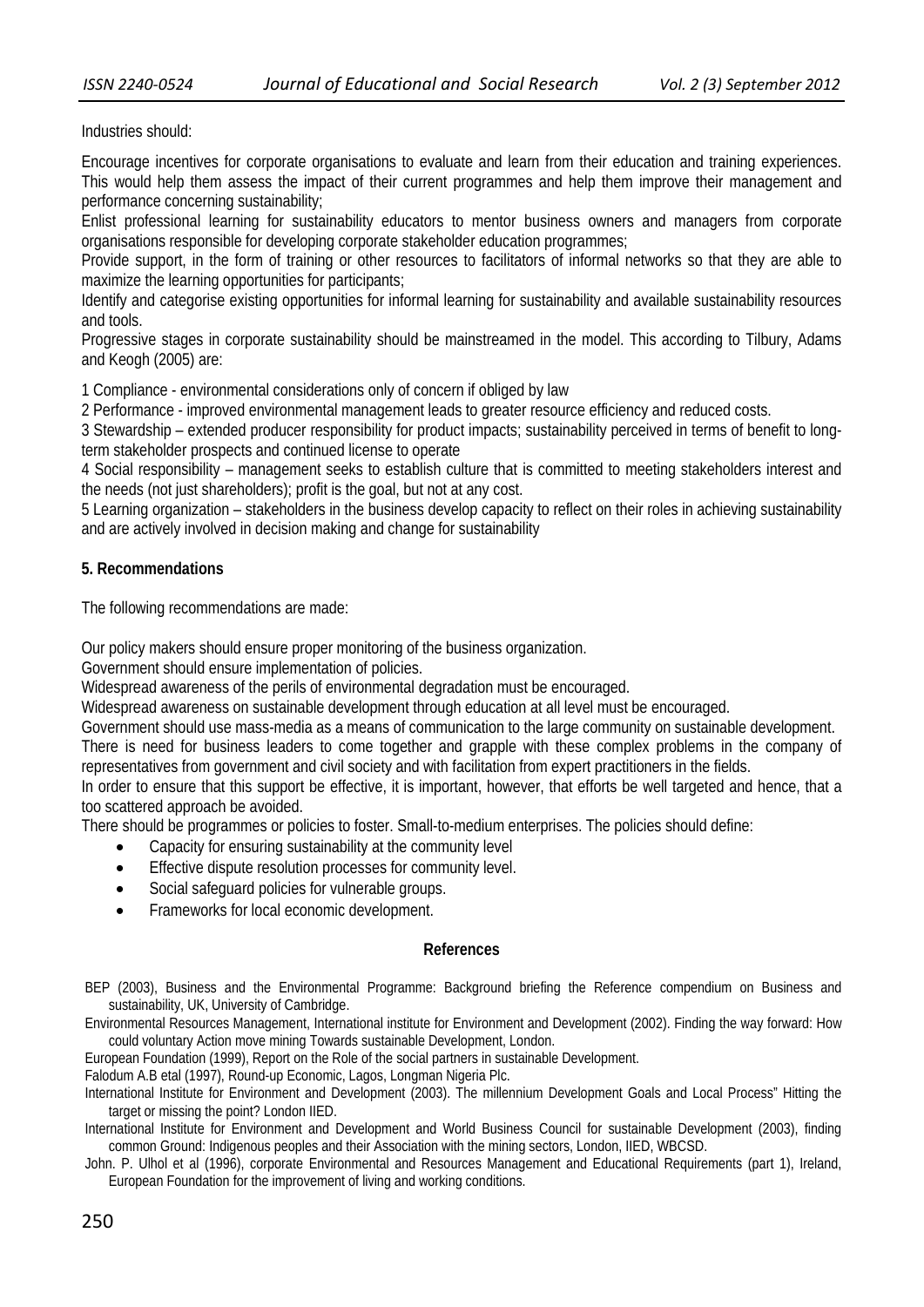Industries should:

Encourage incentives for corporate organisations to evaluate and learn from their education and training experiences. This would help them assess the impact of their current programmes and help them improve their management and performance concerning sustainability;

Enlist professional learning for sustainability educators to mentor business owners and managers from corporate organisations responsible for developing corporate stakeholder education programmes;

Provide support, in the form of training or other resources to facilitators of informal networks so that they are able to maximize the learning opportunities for participants;

Identify and categorise existing opportunities for informal learning for sustainability and available sustainability resources and tools.

Progressive stages in corporate sustainability should be mainstreamed in the model. This according to Tilbury, Adams and Keogh (2005) are:

1 Compliance - environmental considerations only of concern if obliged by law

2 Performance - improved environmental management leads to greater resource efficiency and reduced costs.

3 Stewardship – extended producer responsibility for product impacts; sustainability perceived in terms of benefit to long-term stakeholder prospects and continued license to operate

4 Social responsibility – management seeks to establish culture that is committed to meeting stakeholders interest and the needs (not just shareholders); profit is the goal, but not at any cost.

5 Learning organization – stakeholders in the business develop capacity to reflect on their roles in achieving sustainability and are actively involved in decision making and change for sustainability

## 5. Recommendations

The following recommendations are made:

Our policy makers should ensure proper monitoring of the business organization.

Government should ensure implementation of policies.

Widespread awareness of the perils of environmental degradation must be encouraged.

Widespread awareness on sustainable development through education at all level must be encouraged.

Government should use mass-media as a means of communication to the large community on sustainable development.

There is need for business leaders to come together and grapple with these complex problems in the company of representatives from government and civil society and with facilitation from expert practitioners in the fields.

In order to ensure that this support be effective, it is important, however, that efforts be well targeted and hence, that a too scattered approach be avoided.

There should be programmes or policies to foster. Small-to-medium enterprises. The policies should define:

- Capacity for ensuring sustainability at the community level
- Effective dispute resolution processes for community level.
- Social safeguard policies for vulnerable groups.
- Frameworks for local economic development.

## References

BEP (2003), Business and the Environmental Programme: Background briefing the Reference compendium on Business and sustainability, UK, University of Cambridge.

Environmental Resources Management, International institute for Environment and Development (2002). Finding the way forward: How could voluntary Action move mining Towards sustainable Development, London.

European Foundation (1999), Report on the Role of the social partners in sustainable Development.

Falodum A.B etal (1997), Round-up Economic, Lagos, Longman Nigeria Plc.

International Institute for Environment and Development (2003). The millennium Development Goals and Local Process" Hitting the target or missing the point? London IIED.

International Institute for Environment and Development and World Business Council for sustainable Development (2003), finding common Ground: Indigenous peoples and their Association with the mining sectors, London, IIED, WBCSD.

John. P. Ulhol et al (1996), corporate Environmental and Resources Management and Educational Requirements (part 1), Ireland, European Foundation for the improvement of living and working conditions.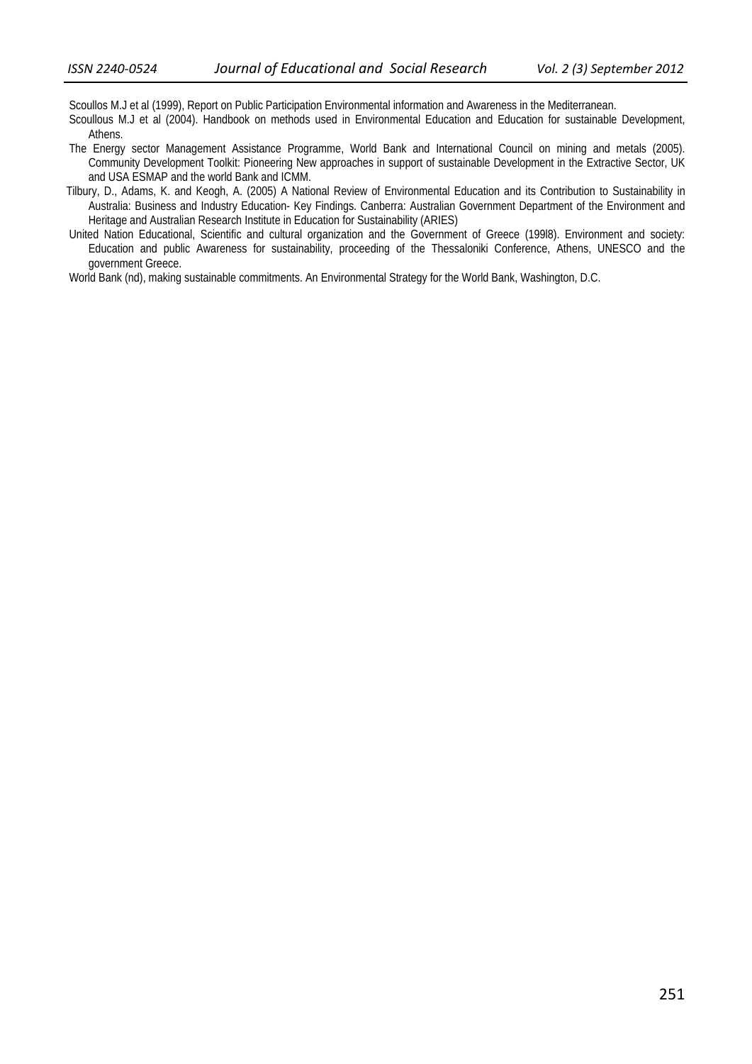Scoullos M.J et al (1999), Report on Public Participation Environmental information and Awareness in the Mediterranean.

Scoullous M.J et al (2004). Handbook on methods used in Environmental Education and Education for sustainable Development, Athens.

The Energy sector Management Assistance Programme, World Bank and International Council on mining and metals (2005). Community Development Toolkit: Pioneering New approaches in support of sustainable Development in the Extractive Sector, UK and USA ESMAP and the world Bank and ICMM.

Tilbury, D., Adams, K. and Keogh, A. (2005) A National Review of Environmental Education and its Contribution to Sustainability in Australia: Business and Industry Education- Key Findings. Canberra: Australian Government Department of the Environment and Heritage and Australian Research Institute in Education for Sustainability (ARIES)

United Nation Educational, Scientific and cultural organization and the Government of Greece (199l8). Environment and society: Education and public Awareness for sustainability, proceeding of the Thessaloniki Conference, Athens, UNESCO and the government Greece.

World Bank (nd), making sustainable commitments. An Environmental Strategy for the World Bank, Washington, D.C.